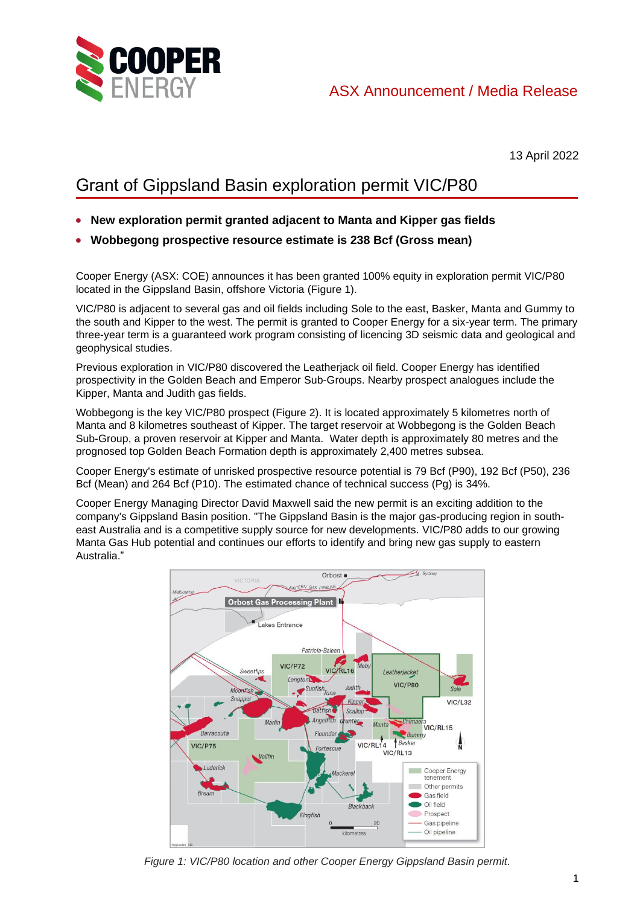ASX Announcement / Media Release

13 April 2022

# Grant of Gippsland Basin exploration permit VIC/P80

- **New exploration permit granted adjacent to Manta and Kipper gas fields**
- **Wobbegong prospective resource estimate is 238 Bcf (Gross mean)**

Cooper Energy (ASX: COE) announces it has been granted 100% equity in exploration permit VIC/P80 located in the Gippsland Basin, offshore Victoria (Figure 1).

VIC/P80 is adjacent to several gas and oil fields including Sole to the east, Basker, Manta and Gummy to the south and Kipper to the west. The permit is granted to Cooper Energy for a six-year term. The primary three-year term is a guaranteed work program consisting of licencing 3D seismic data and geological and geophysical studies.

Previous exploration in VIC/P80 discovered the Leatherjack oil field. Cooper Energy has identified prospectivity in the Golden Beach and Emperor Sub-Groups. Nearby prospect analogues include the Kipper, Manta and Judith gas fields.

Wobbegong is the key VIC/P80 prospect (Figure 2). It is located approximately 5 kilometres north of Manta and 8 kilometres southeast of Kipper. The target reservoir at Wobbegong is the Golden Beach Sub-Group, a proven reservoir at Kipper and Manta. Water depth is approximately 80 metres and the prognosed top Golden Beach Formation depth is approximately 2,400 metres subsea.

Cooper Energy's estimate of unrisked prospective resource potential is 79 Bcf (P90), 192 Bcf (P50), 236 Bcf (Mean) and 264 Bcf (P10). The estimated chance of technical success (Pg) is 34%.

Cooper Energy Managing Director David Maxwell said the new permit is an exciting addition to the company's Gippsland Basin position. "The Gippsland Basin is the major gas-producing region in south-east Australia and is a competitive supply source for new developments. VIC/P80 adds to our growing Manta Gas Hub potential and continues our efforts to identify and bring new gas supply to eastern Australia."

*Figure 1: VIC/P80 location and other Cooper Energy Gippsland Basin permit.*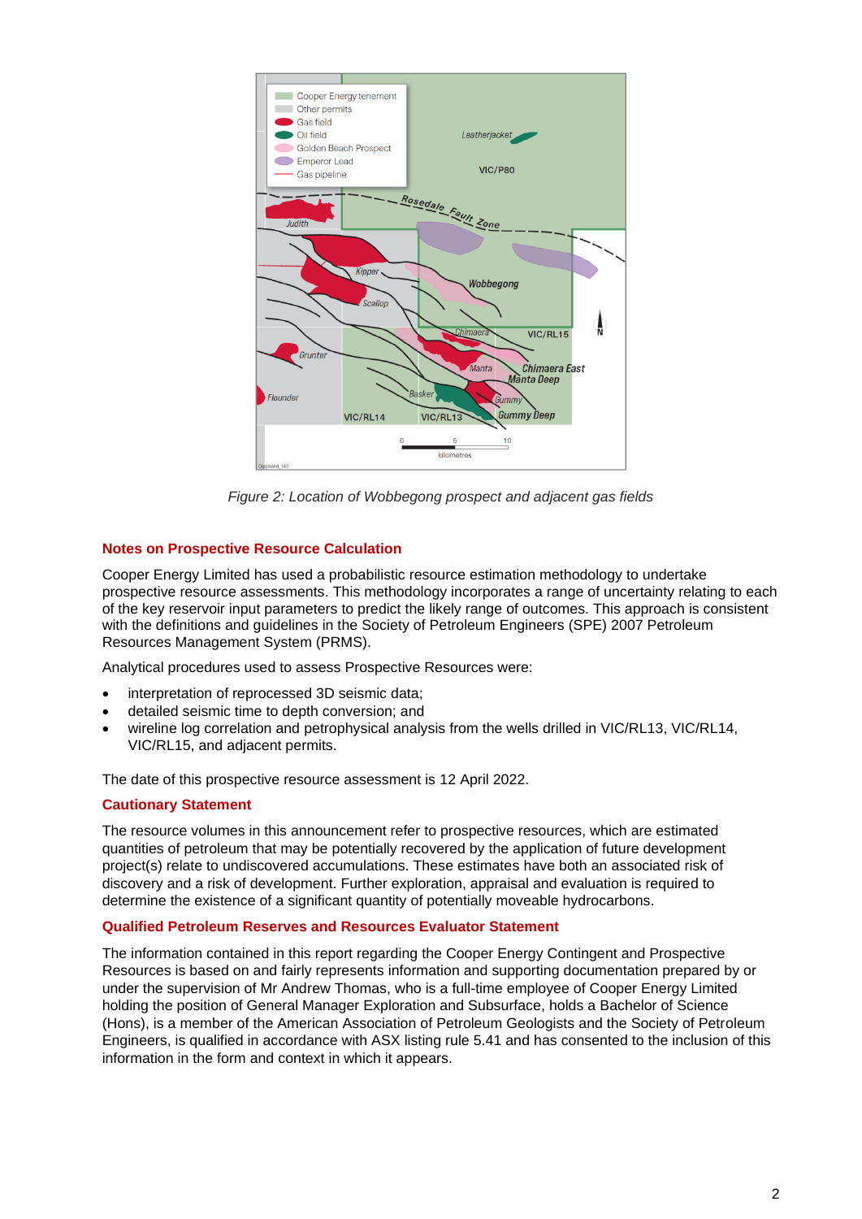*Figure 2: Location of Wobbegong prospect and adjacent gas fields*

## Notes on Prospective Resource Calculation

Cooper Energy Limited has used a probabilistic resource estimation methodology to undertake prospective resource assessments. This methodology incorporates a range of uncertainty relating to each of the key reservoir input parameters to predict the likely range of outcomes. This approach is consistent with the definitions and guidelines in the Society of Petroleum Engineers (SPE) 2007 Petroleum Resources Management System (PRMS).

Analytical procedures used to assess Prospective Resources were:

- interpretation of reprocessed 3D seismic data;
- detailed seismic time to depth conversion; and
- wireline log correlation and petrophysical analysis from the wells drilled in VIC/RL13, VIC/RL14, VIC/RL15, and adjacent permits.

The date of this prospective resource assessment is 12 April 2022.

## Cautionary Statement

The resource volumes in this announcement refer to prospective resources, which are estimated quantities of petroleum that may be potentially recovered by the application of future development project(s) relate to undiscovered accumulations. These estimates have both an associated risk of discovery and a risk of development. Further exploration, appraisal and evaluation is required to determine the existence of a significant quantity of potentially moveable hydrocarbons.

## Qualified Petroleum Reserves and Resources Evaluator Statement

The information contained in this report regarding the Cooper Energy Contingent and Prospective Resources is based on and fairly represents information and supporting documentation prepared by or under the supervision of Mr Andrew Thomas, who is a full-time employee of Cooper Energy Limited holding the position of General Manager Exploration and Subsurface, holds a Bachelor of Science (Hons), is a member of the American Association of Petroleum Geologists and the Society of Petroleum Engineers, is qualified in accordance with ASX listing rule 5.41 and has consented to the inclusion of this information in the form and context in which it appears.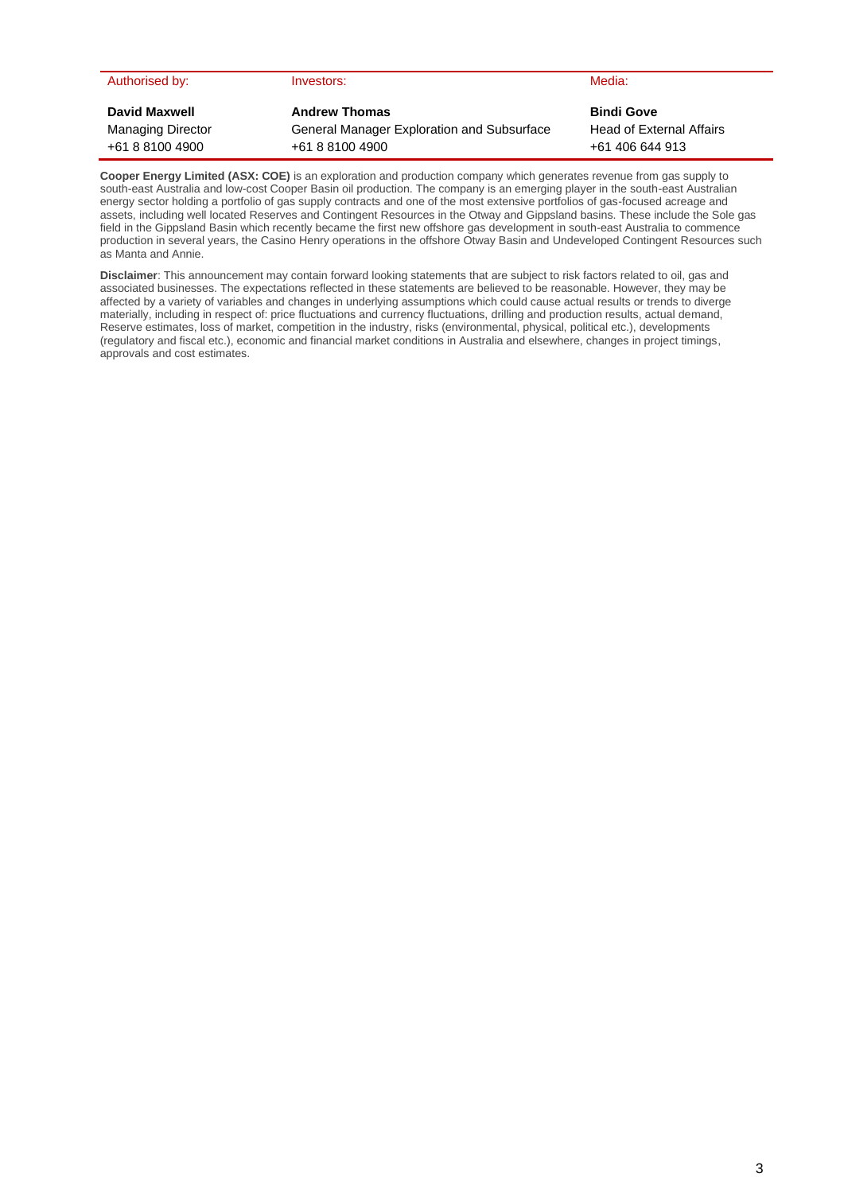| Authorised by: | Investors: | Media: |
| --- | --- | --- |
| **David Maxwell** | **Andrew Thomas** | **Bindi Gove** |
| Managing Director | General Manager Exploration and Subsurface | Head of External Affairs |
| +61 8 8100 4900 | +61 8 8100 4900 | +61 406 644 913 |

**Cooper Energy Limited (ASX: COE)** is an exploration and production company which generates revenue from gas supply to south-east Australia and low-cost Cooper Basin oil production. The company is an emerging player in the south-east Australian energy sector holding a portfolio of gas supply contracts and one of the most extensive portfolios of gas-focused acreage and assets, including well located Reserves and Contingent Resources in the Otway and Gippsland basins. These include the Sole gas field in the Gippsland Basin which recently became the first new offshore gas development in south-east Australia to commence production in several years, the Casino Henry operations in the offshore Otway Basin and Undeveloped Contingent Resources such as Manta and Annie.

**Disclaimer**: This announcement may contain forward looking statements that are subject to risk factors related to oil, gas and associated businesses. The expectations reflected in these statements are believed to be reasonable. However, they may be affected by a variety of variables and changes in underlying assumptions which could cause actual results or trends to diverge materially, including in respect of: price fluctuations and currency fluctuations, drilling and production results, actual demand, Reserve estimates, loss of market, competition in the industry, risks (environmental, physical, political etc.), developments (regulatory and fiscal etc.), economic and financial market conditions in Australia and elsewhere, changes in project timings, approvals and cost estimates.